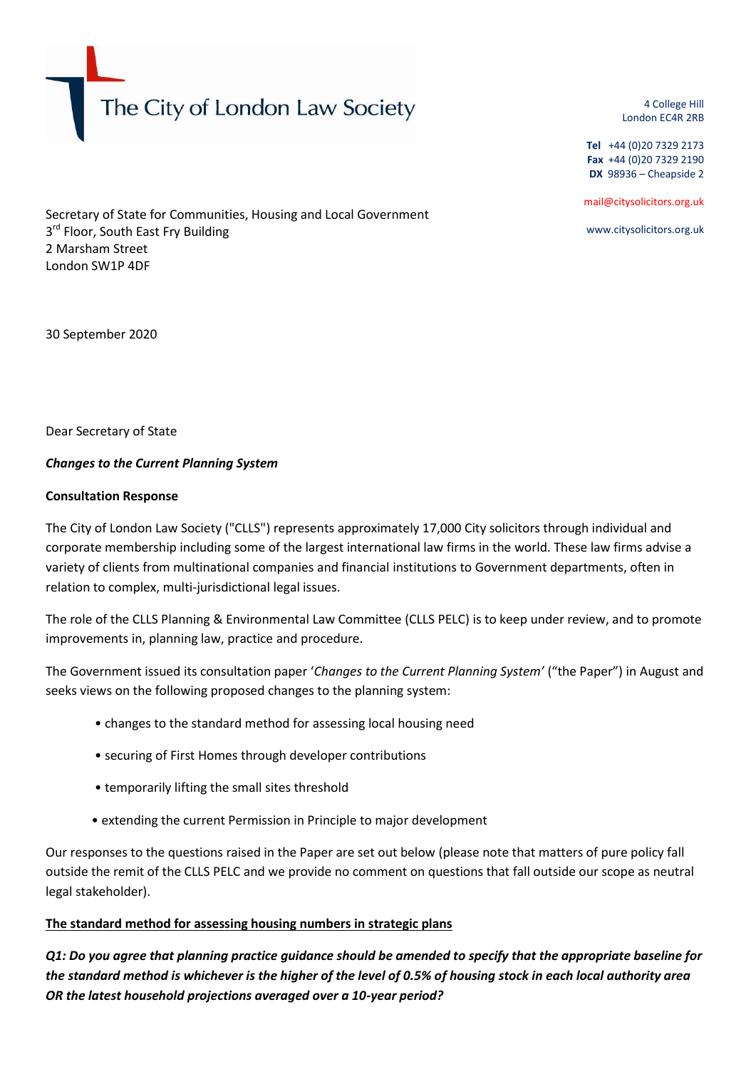The City of London Law Society

4 College Hill
London EC4R 2RB

**Tel** +44 (0)20 7329 2173
**Fax** +44 (0)20 7329 2190
**DX** 98936 – Cheapside 2

mail@citysolicitors.org.uk

www.citysolicitors.org.uk

Secretary of State for Communities, Housing and Local Government
3rd Floor, South East Fry Building
2 Marsham Street
London SW1P 4DF

30 September 2020

Dear Secretary of State

***Changes to the Current Planning System***

**Consultation Response**

The City of London Law Society ("CLLS") represents approximately 17,000 City solicitors through individual and corporate membership including some of the largest international law firms in the world. These law firms advise a variety of clients from multinational companies and financial institutions to Government departments, often in relation to complex, multi-jurisdictional legal issues.

The role of the CLLS Planning & Environmental Law Committee (CLLS PELC) is to keep under review, and to promote improvements in, planning law, practice and procedure.

The Government issued its consultation paper '*Changes to the Current Planning System'* ("the Paper") in August and seeks views on the following proposed changes to the planning system:

- changes to the standard method for assessing local housing need
- securing of First Homes through developer contributions
- temporarily lifting the small sites threshold
- extending the current Permission in Principle to major development

Our responses to the questions raised in the Paper are set out below (please note that matters of pure policy fall outside the remit of the CLLS PELC and we provide no comment on questions that fall outside our scope as neutral legal stakeholder).

<u>**The standard method for assessing housing numbers in strategic plans**</u>

***Q1: Do you agree that planning practice guidance should be amended to specify that the appropriate baseline for the standard method is whichever is the higher of the level of 0.5% of housing stock in each local authority area OR the latest household projections averaged over a 10-year period?***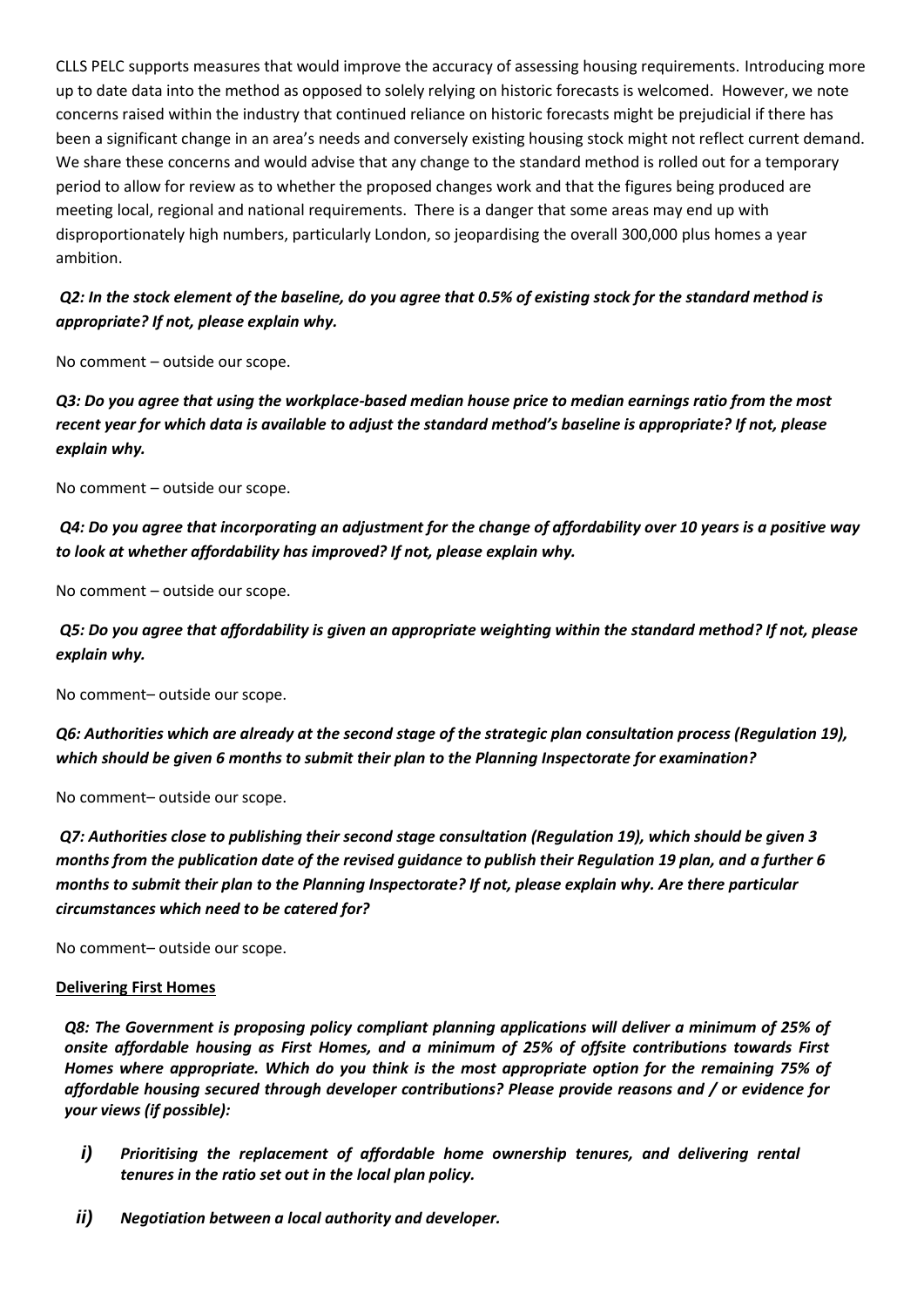CLLS PELC supports measures that would improve the accuracy of assessing housing requirements. Introducing more up to date data into the method as opposed to solely relying on historic forecasts is welcomed. However, we note concerns raised within the industry that continued reliance on historic forecasts might be prejudicial if there has been a significant change in an area's needs and conversely existing housing stock might not reflect current demand. We share these concerns and would advise that any change to the standard method is rolled out for a temporary period to allow for review as to whether the proposed changes work and that the figures being produced are meeting local, regional and national requirements. There is a danger that some areas may end up with disproportionately high numbers, particularly London, so jeopardising the overall 300,000 plus homes a year ambition.

***Q2: In the stock element of the baseline, do you agree that 0.5% of existing stock for the standard method is appropriate? If not, please explain why.***

No comment – outside our scope.

***Q3: Do you agree that using the workplace-based median house price to median earnings ratio from the most recent year for which data is available to adjust the standard method's baseline is appropriate? If not, please explain why.***

No comment – outside our scope.

***Q4: Do you agree that incorporating an adjustment for the change of affordability over 10 years is a positive way to look at whether affordability has improved? If not, please explain why.***

No comment – outside our scope.

***Q5: Do you agree that affordability is given an appropriate weighting within the standard method? If not, please explain why.***

No comment– outside our scope.

***Q6: Authorities which are already at the second stage of the strategic plan consultation process (Regulation 19), which should be given 6 months to submit their plan to the Planning Inspectorate for examination?***

No comment– outside our scope.

***Q7: Authorities close to publishing their second stage consultation (Regulation 19), which should be given 3 months from the publication date of the revised guidance to publish their Regulation 19 plan, and a further 6 months to submit their plan to the Planning Inspectorate? If not, please explain why. Are there particular circumstances which need to be catered for?***

No comment– outside our scope.

**Delivering First Homes**

***Q8: The Government is proposing policy compliant planning applications will deliver a minimum of 25% of onsite affordable housing as First Homes, and a minimum of 25% of offsite contributions towards First Homes where appropriate. Which do you think is the most appropriate option for the remaining 75% of affordable housing secured through developer contributions? Please provide reasons and / or evidence for your views (if possible):***

- ***i) Prioritising the replacement of affordable home ownership tenures, and delivering rental tenures in the ratio set out in the local plan policy.***
- ***ii) Negotiation between a local authority and developer.***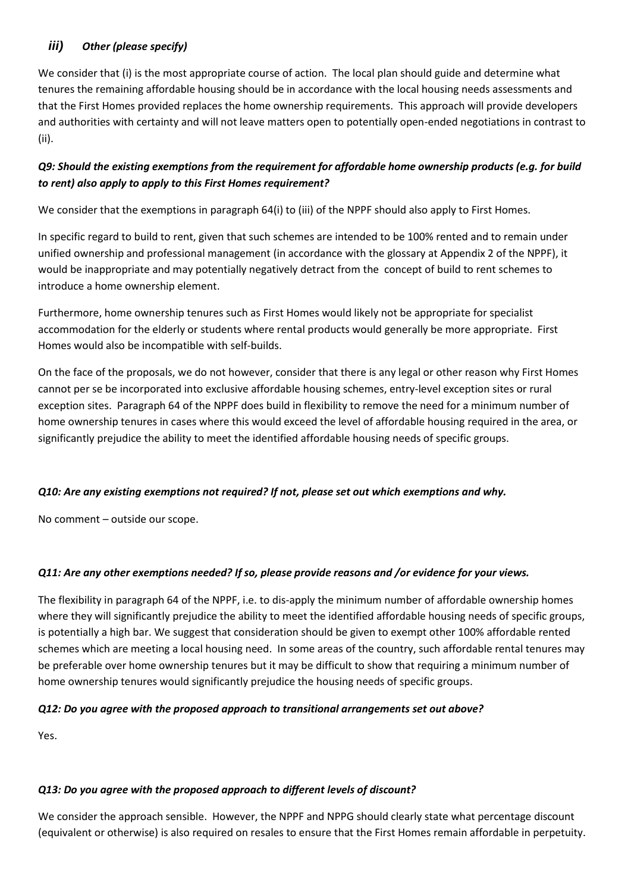### ***iii) Other (please specify)***

We consider that (i) is the most appropriate course of action. The local plan should guide and determine what tenures the remaining affordable housing should be in accordance with the local housing needs assessments and that the First Homes provided replaces the home ownership requirements. This approach will provide developers and authorities with certainty and will not leave matters open to potentially open-ended negotiations in contrast to (ii).

***Q9: Should the existing exemptions from the requirement for affordable home ownership products (e.g. for build to rent) also apply to apply to this First Homes requirement?***

We consider that the exemptions in paragraph 64(i) to (iii) of the NPPF should also apply to First Homes.

In specific regard to build to rent, given that such schemes are intended to be 100% rented and to remain under unified ownership and professional management (in accordance with the glossary at Appendix 2 of the NPPF), it would be inappropriate and may potentially negatively detract from the concept of build to rent schemes to introduce a home ownership element.

Furthermore, home ownership tenures such as First Homes would likely not be appropriate for specialist accommodation for the elderly or students where rental products would generally be more appropriate. First Homes would also be incompatible with self-builds.

On the face of the proposals, we do not however, consider that there is any legal or other reason why First Homes cannot per se be incorporated into exclusive affordable housing schemes, entry-level exception sites or rural exception sites. Paragraph 64 of the NPPF does build in flexibility to remove the need for a minimum number of home ownership tenures in cases where this would exceed the level of affordable housing required in the area, or significantly prejudice the ability to meet the identified affordable housing needs of specific groups.

***Q10: Are any existing exemptions not required? If not, please set out which exemptions and why.***

No comment – outside our scope.

***Q11: Are any other exemptions needed? If so, please provide reasons and /or evidence for your views.***

The flexibility in paragraph 64 of the NPPF, i.e. to dis-apply the minimum number of affordable ownership homes where they will significantly prejudice the ability to meet the identified affordable housing needs of specific groups, is potentially a high bar. We suggest that consideration should be given to exempt other 100% affordable rented schemes which are meeting a local housing need. In some areas of the country, such affordable rental tenures may be preferable over home ownership tenures but it may be difficult to show that requiring a minimum number of home ownership tenures would significantly prejudice the housing needs of specific groups.

***Q12: Do you agree with the proposed approach to transitional arrangements set out above?***

Yes.

***Q13: Do you agree with the proposed approach to different levels of discount?***

We consider the approach sensible. However, the NPPF and NPPG should clearly state what percentage discount (equivalent or otherwise) is also required on resales to ensure that the First Homes remain affordable in perpetuity.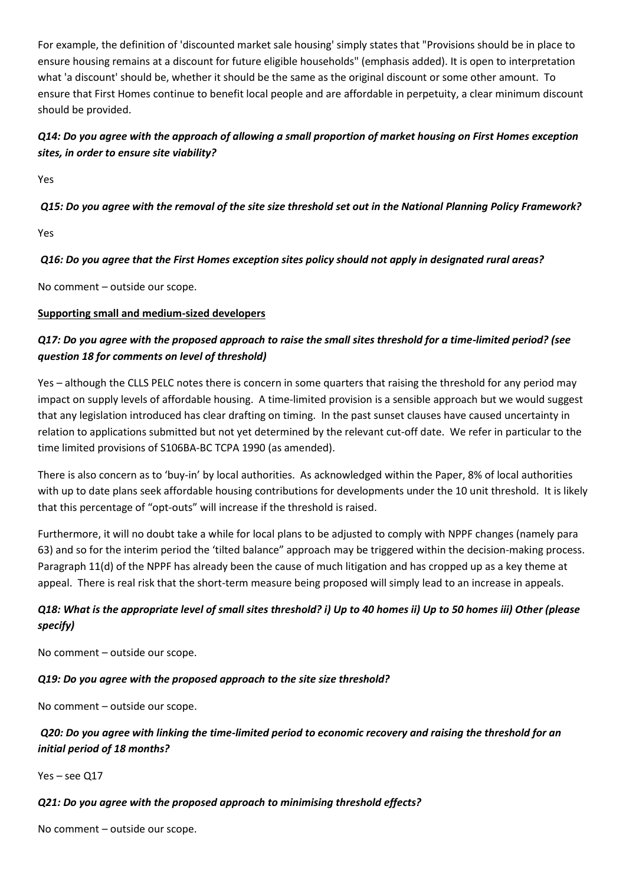For example, the definition of 'discounted market sale housing' simply states that "Provisions should be in place to ensure housing remains at a discount for future eligible households" (emphasis added). It is open to interpretation what 'a discount' should be, whether it should be the same as the original discount or some other amount. To ensure that First Homes continue to benefit local people and are affordable in perpetuity, a clear minimum discount should be provided.

***Q14: Do you agree with the approach of allowing a small proportion of market housing on First Homes exception sites, in order to ensure site viability?***

Yes

***Q15: Do you agree with the removal of the site size threshold set out in the National Planning Policy Framework?***

Yes

***Q16: Do you agree that the First Homes exception sites policy should not apply in designated rural areas?***

No comment – outside our scope.

**<u>Supporting small and medium-sized developers</u>**

***Q17: Do you agree with the proposed approach to raise the small sites threshold for a time-limited period? (see question 18 for comments on level of threshold)***

Yes – although the CLLS PELC notes there is concern in some quarters that raising the threshold for any period may impact on supply levels of affordable housing. A time-limited provision is a sensible approach but we would suggest that any legislation introduced has clear drafting on timing. In the past sunset clauses have caused uncertainty in relation to applications submitted but not yet determined by the relevant cut-off date. We refer in particular to the time limited provisions of S106BA-BC TCPA 1990 (as amended).

There is also concern as to 'buy-in' by local authorities. As acknowledged within the Paper, 8% of local authorities with up to date plans seek affordable housing contributions for developments under the 10 unit threshold. It is likely that this percentage of "opt-outs" will increase if the threshold is raised.

Furthermore, it will no doubt take a while for local plans to be adjusted to comply with NPPF changes (namely para 63) and so for the interim period the 'tilted balance" approach may be triggered within the decision-making process. Paragraph 11(d) of the NPPF has already been the cause of much litigation and has cropped up as a key theme at appeal. There is real risk that the short-term measure being proposed will simply lead to an increase in appeals.

***Q18: What is the appropriate level of small sites threshold? i) Up to 40 homes ii) Up to 50 homes iii) Other (please specify)***

No comment – outside our scope.

***Q19: Do you agree with the proposed approach to the site size threshold?***

No comment – outside our scope.

***Q20: Do you agree with linking the time-limited period to economic recovery and raising the threshold for an initial period of 18 months?***

Yes – see Q17

***Q21: Do you agree with the proposed approach to minimising threshold effects?***

No comment – outside our scope.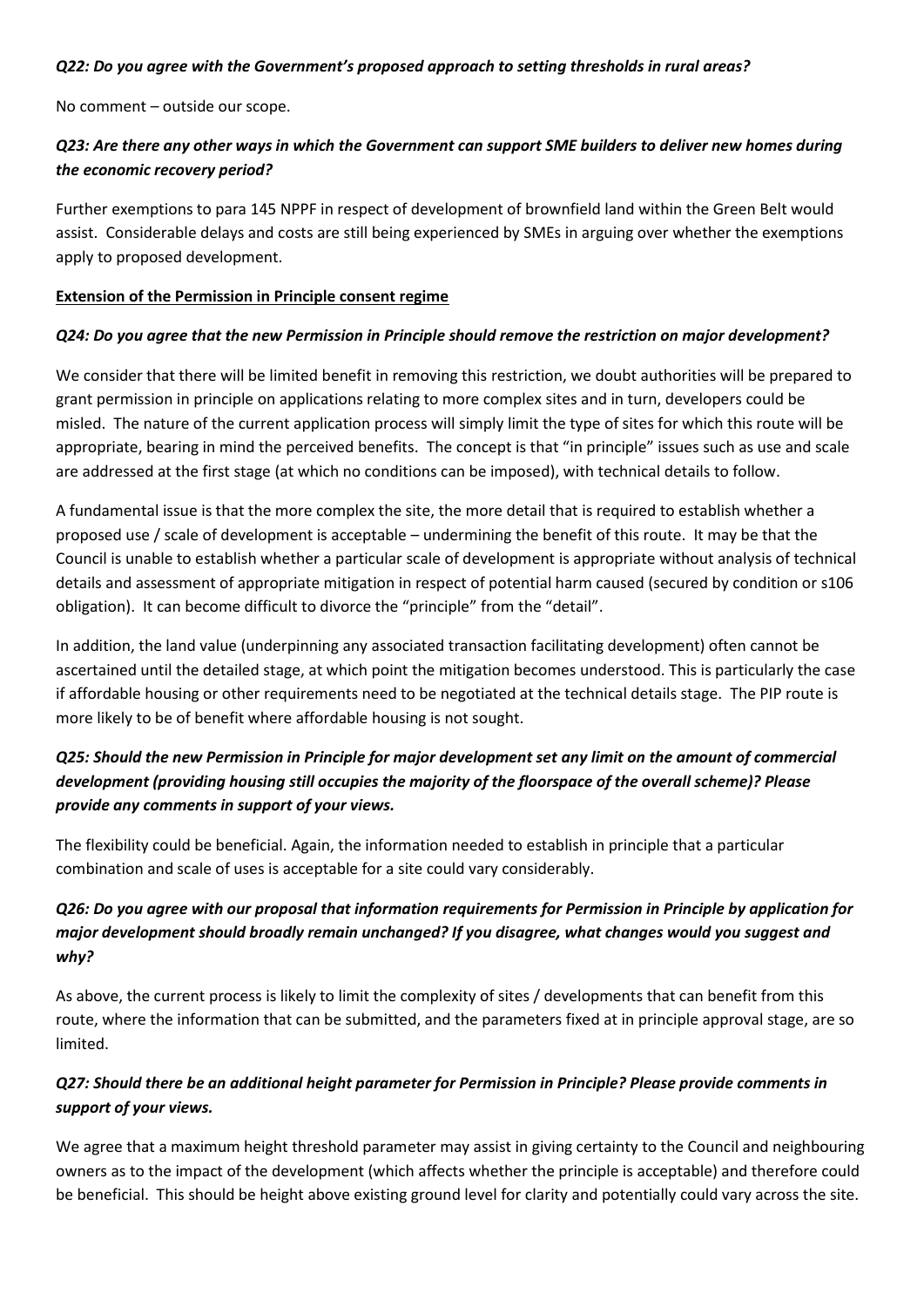***Q22: Do you agree with the Government's proposed approach to setting thresholds in rural areas?***

No comment – outside our scope.

***Q23: Are there any other ways in which the Government can support SME builders to deliver new homes during the economic recovery period?***

Further exemptions to para 145 NPPF in respect of development of brownfield land within the Green Belt would assist. Considerable delays and costs are still being experienced by SMEs in arguing over whether the exemptions apply to proposed development.

**Extension of the Permission in Principle consent regime**

***Q24: Do you agree that the new Permission in Principle should remove the restriction on major development?***

We consider that there will be limited benefit in removing this restriction, we doubt authorities will be prepared to grant permission in principle on applications relating to more complex sites and in turn, developers could be misled. The nature of the current application process will simply limit the type of sites for which this route will be appropriate, bearing in mind the perceived benefits. The concept is that "in principle" issues such as use and scale are addressed at the first stage (at which no conditions can be imposed), with technical details to follow.

A fundamental issue is that the more complex the site, the more detail that is required to establish whether a proposed use / scale of development is acceptable – undermining the benefit of this route. It may be that the Council is unable to establish whether a particular scale of development is appropriate without analysis of technical details and assessment of appropriate mitigation in respect of potential harm caused (secured by condition or s106 obligation). It can become difficult to divorce the "principle" from the "detail".

In addition, the land value (underpinning any associated transaction facilitating development) often cannot be ascertained until the detailed stage, at which point the mitigation becomes understood. This is particularly the case if affordable housing or other requirements need to be negotiated at the technical details stage. The PIP route is more likely to be of benefit where affordable housing is not sought.

***Q25: Should the new Permission in Principle for major development set any limit on the amount of commercial development (providing housing still occupies the majority of the floorspace of the overall scheme)? Please provide any comments in support of your views.***

The flexibility could be beneficial. Again, the information needed to establish in principle that a particular combination and scale of uses is acceptable for a site could vary considerably.

***Q26: Do you agree with our proposal that information requirements for Permission in Principle by application for major development should broadly remain unchanged? If you disagree, what changes would you suggest and why?***

As above, the current process is likely to limit the complexity of sites / developments that can benefit from this route, where the information that can be submitted, and the parameters fixed at in principle approval stage, are so limited.

***Q27: Should there be an additional height parameter for Permission in Principle? Please provide comments in support of your views.***

We agree that a maximum height threshold parameter may assist in giving certainty to the Council and neighbouring owners as to the impact of the development (which affects whether the principle is acceptable) and therefore could be beneficial. This should be height above existing ground level for clarity and potentially could vary across the site.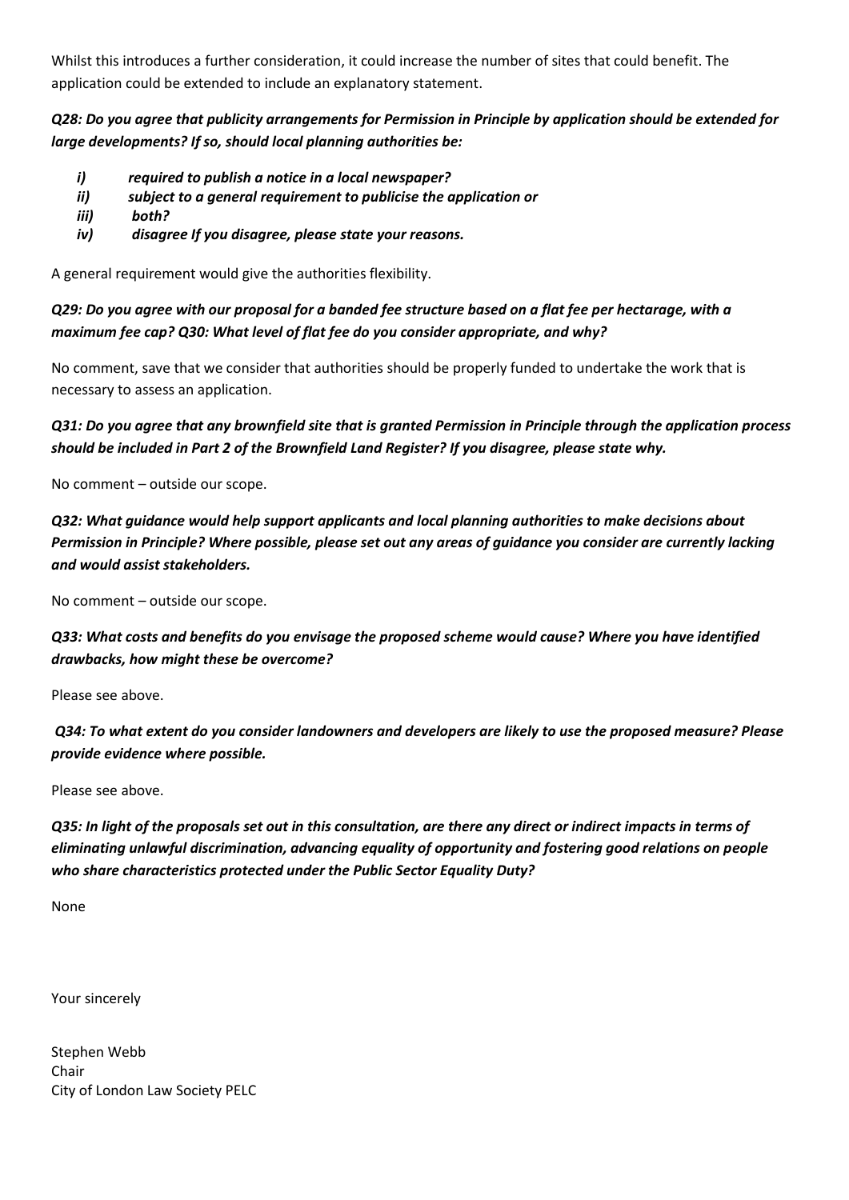Whilst this introduces a further consideration, it could increase the number of sites that could benefit. The application could be extended to include an explanatory statement.

***Q28: Do you agree that publicity arrangements for Permission in Principle by application should be extended for large developments? If so, should local planning authorities be:***

- ***i) required to publish a notice in a local newspaper?***
- ***ii) subject to a general requirement to publicise the application or***
- ***iii) both?***
- ***iv) disagree If you disagree, please state your reasons.***

A general requirement would give the authorities flexibility.

***Q29: Do you agree with our proposal for a banded fee structure based on a flat fee per hectarage, with a maximum fee cap? Q30: What level of flat fee do you consider appropriate, and why?***

No comment, save that we consider that authorities should be properly funded to undertake the work that is necessary to assess an application.

***Q31: Do you agree that any brownfield site that is granted Permission in Principle through the application process should be included in Part 2 of the Brownfield Land Register? If you disagree, please state why.***

No comment – outside our scope.

***Q32: What guidance would help support applicants and local planning authorities to make decisions about Permission in Principle? Where possible, please set out any areas of guidance you consider are currently lacking and would assist stakeholders.***

No comment – outside our scope.

***Q33: What costs and benefits do you envisage the proposed scheme would cause? Where you have identified drawbacks, how might these be overcome?***

Please see above.

***Q34: To what extent do you consider landowners and developers are likely to use the proposed measure? Please provide evidence where possible.***

Please see above.

***Q35: In light of the proposals set out in this consultation, are there any direct or indirect impacts in terms of eliminating unlawful discrimination, advancing equality of opportunity and fostering good relations on people who share characteristics protected under the Public Sector Equality Duty?***

None

Your sincerely

Stephen Webb
Chair
City of London Law Society PELC